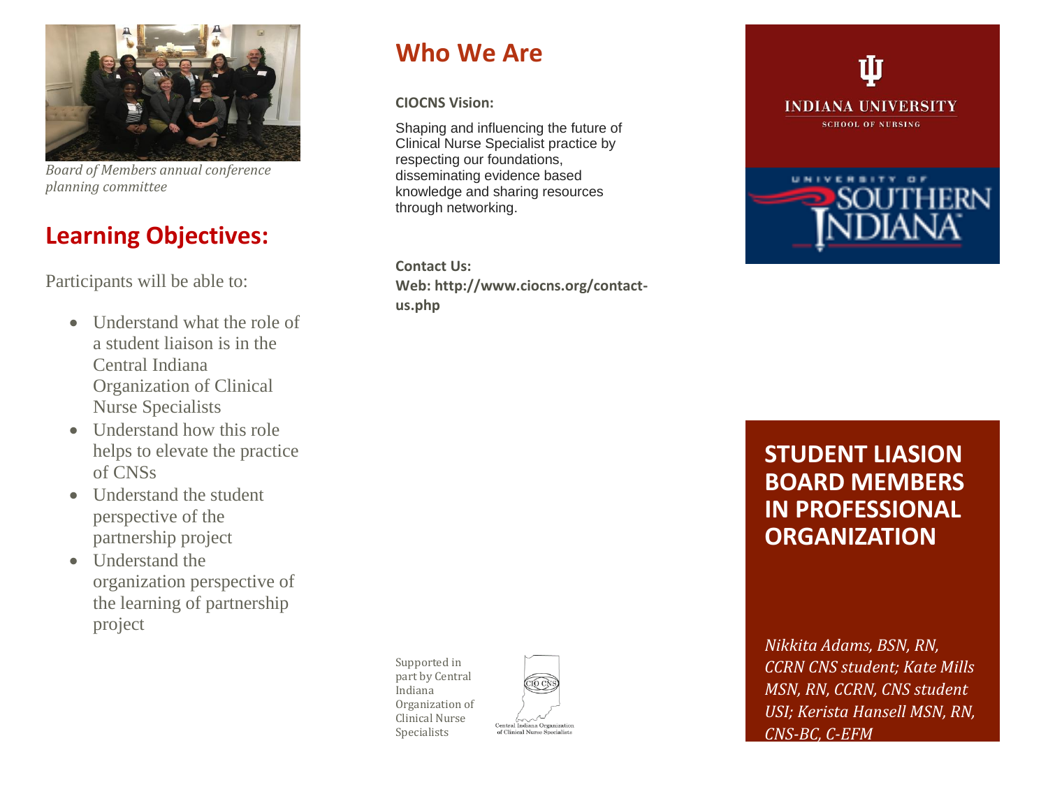*Board of Members annual conference planning committee*

## Learning Objectives:

Participants will be able to:

- Understand what the role of a student liaison is in the Central Indiana Organization of Clinical Nurse Specialists
- Understand how this role helps to elevate the practice of CNSs
- Understand the student perspective of the partnership project
- Understand the organization perspective of the learning of partnership project

## Who We Are

**CIOCNS Vision:**

Shaping and influencing the future of Clinical Nurse Specialist practice by respecting our foundations, disseminating evidence based knowledge and sharing resources through networking.

**Contact Us:**
**Web: http://www.ciocns.org/contact-us.php**

Supported in part by Central Indiana Organization of Clinical Nurse Specialists

Central Indiana Organization of Clinical Nurse Specialists

INDIANA UNIVERSITY
SCHOOL OF NURSING

UNIVERSITY OF SOUTHERN INDIANA

# STUDENT LIASION BOARD MEMBERS IN PROFESSIONAL ORGANIZATION

*Nikkita Adams, BSN, RN, CCRN CNS student; Kate Mills MSN, RN, CCRN, CNS student USI; Kerista Hansell MSN, RN, CNS-BC, C-EFM*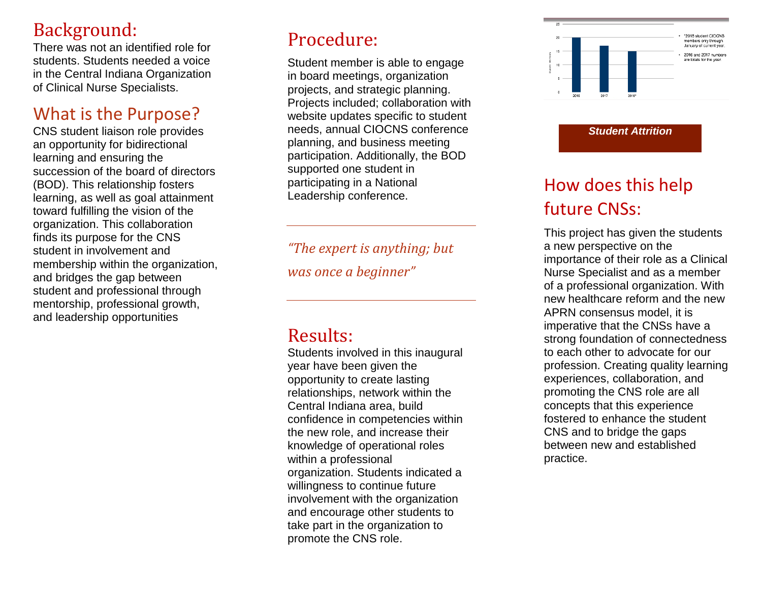# Background:

There was not an identified role for students. Students needed a voice in the Central Indiana Organization of Clinical Nurse Specialists.

# What is the Purpose?

CNS student liaison role provides an opportunity for bidirectional learning and ensuring the succession of the board of directors (BOD). This relationship fosters learning, as well as goal attainment toward fulfilling the vision of the organization. This collaboration finds its purpose for the CNS student in involvement and membership within the organization, and bridges the gap between student and professional through mentorship, professional growth, and leadership opportunities

# Procedure:

Student member is able to engage in board meetings, organization projects, and strategic planning. Projects included; collaboration with website updates specific to student needs, annual CIOCNS conference planning, and business meeting participation. Additionally, the BOD supported one student in participating in a National Leadership conference.

---

*"The expert is anything; but was once a beginner"*

---

# Results:

Students involved in this inaugural year have been given the opportunity to create lasting relationships, network within the Central Indiana area, build confidence in competencies within the new role, and increase their knowledge of operational roles within a professional organization. Students indicated a willingness to continue future involvement with the organization and encourage other students to take part in the organization to promote the CNS role.

25
20
15
10
5
0
Student Members
2016
2017
2018*

- *2018 student CIOCNS members only through January of current year.
- 2016 and 2017 numbers are totals for the year.

***Student Attrition***

# How does this help future CNSs:

This project has given the students a new perspective on the importance of their role as a Clinical Nurse Specialist and as a member of a professional organization. With new healthcare reform and the new APRN consensus model, it is imperative that the CNSs have a strong foundation of connectedness to each other to advocate for our profession. Creating quality learning experiences, collaboration, and promoting the CNS role are all concepts that this experience fostered to enhance the student CNS and to bridge the gaps between new and established practice.